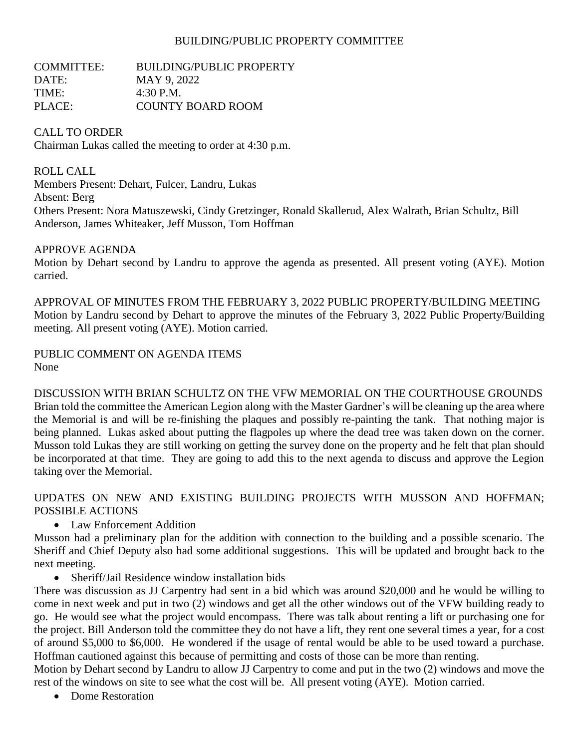# BUILDING/PUBLIC PROPERTY COMMITTEE

COMMITTEE: BUILDING/PUBLIC PROPERTY
DATE: MAY 9, 2022
TIME: 4:30 P.M.
PLACE: COUNTY BOARD ROOM

## CALL TO ORDER

Chairman Lukas called the meeting to order at 4:30 p.m.

## ROLL CALL

Members Present: Dehart, Fulcer, Landru, Lukas
Absent: Berg
Others Present: Nora Matuszewski, Cindy Gretzinger, Ronald Skallerud, Alex Walrath, Brian Schultz, Bill Anderson, James Whiteaker, Jeff Musson, Tom Hoffman

## APPROVE AGENDA

Motion by Dehart second by Landru to approve the agenda as presented. All present voting (AYE). Motion carried.

## APPROVAL OF MINUTES FROM THE FEBRUARY 3, 2022 PUBLIC PROPERTY/BUILDING MEETING

Motion by Landru second by Dehart to approve the minutes of the February 3, 2022 Public Property/Building meeting. All present voting (AYE). Motion carried.

## PUBLIC COMMENT ON AGENDA ITEMS

None

## DISCUSSION WITH BRIAN SCHULTZ ON THE VFW MEMORIAL ON THE COURTHOUSE GROUNDS

Brian told the committee the American Legion along with the Master Gardner's will be cleaning up the area where the Memorial is and will be re-finishing the plaques and possibly re-painting the tank. That nothing major is being planned. Lukas asked about putting the flagpoles up where the dead tree was taken down on the corner. Musson told Lukas they are still working on getting the survey done on the property and he felt that plan should be incorporated at that time. They are going to add this to the next agenda to discuss and approve the Legion taking over the Memorial.

## UPDATES ON NEW AND EXISTING BUILDING PROJECTS WITH MUSSON AND HOFFMAN; POSSIBLE ACTIONS

- Law Enforcement Addition

Musson had a preliminary plan for the addition with connection to the building and a possible scenario. The Sheriff and Chief Deputy also had some additional suggestions. This will be updated and brought back to the next meeting.

- Sheriff/Jail Residence window installation bids

There was discussion as JJ Carpentry had sent in a bid which was around $20,000 and he would be willing to come in next week and put in two (2) windows and get all the other windows out of the VFW building ready to go. He would see what the project would encompass. There was talk about renting a lift or purchasing one for the project. Bill Anderson told the committee they do not have a lift, they rent one several times a year, for a cost of around $5,000 to $6,000. He wondered if the usage of rental would be able to be used toward a purchase. Hoffman cautioned against this because of permitting and costs of those can be more than renting.

Motion by Dehart second by Landru to allow JJ Carpentry to come and put in the two (2) windows and move the rest of the windows on site to see what the cost will be. All present voting (AYE). Motion carried.

- Dome Restoration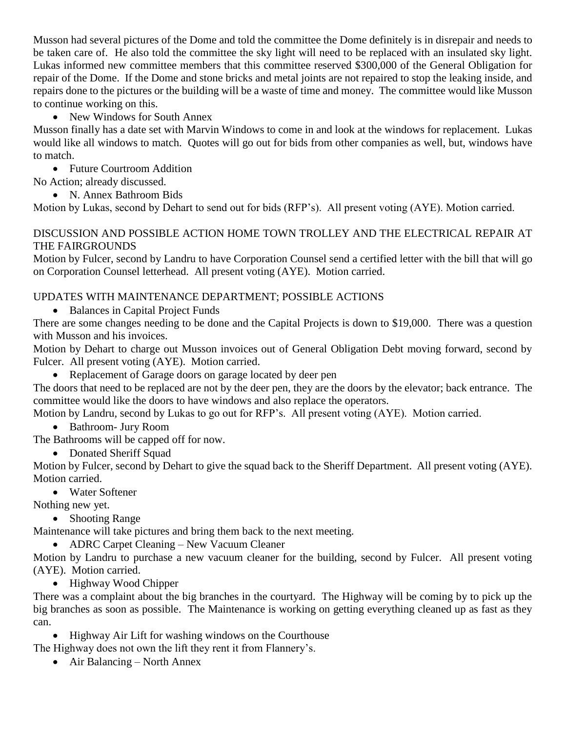Musson had several pictures of the Dome and told the committee the Dome definitely is in disrepair and needs to be taken care of. He also told the committee the sky light will need to be replaced with an insulated sky light. Lukas informed new committee members that this committee reserved $300,000 of the General Obligation for repair of the Dome. If the Dome and stone bricks and metal joints are not repaired to stop the leaking inside, and repairs done to the pictures or the building will be a waste of time and money. The committee would like Musson to continue working on this.

- New Windows for South Annex

Musson finally has a date set with Marvin Windows to come in and look at the windows for replacement. Lukas would like all windows to match. Quotes will go out for bids from other companies as well, but, windows have to match.

- Future Courtroom Addition

No Action; already discussed.

- N. Annex Bathroom Bids

Motion by Lukas, second by Dehart to send out for bids (RFP's). All present voting (AYE). Motion carried.

DISCUSSION AND POSSIBLE ACTION HOME TOWN TROLLEY AND THE ELECTRICAL REPAIR AT THE FAIRGROUNDS

Motion by Fulcer, second by Landru to have Corporation Counsel send a certified letter with the bill that will go on Corporation Counsel letterhead. All present voting (AYE). Motion carried.

UPDATES WITH MAINTENANCE DEPARTMENT; POSSIBLE ACTIONS

- Balances in Capital Project Funds

There are some changes needing to be done and the Capital Projects is down to $19,000. There was a question with Musson and his invoices.

Motion by Dehart to charge out Musson invoices out of General Obligation Debt moving forward, second by Fulcer. All present voting (AYE). Motion carried.

- Replacement of Garage doors on garage located by deer pen

The doors that need to be replaced are not by the deer pen, they are the doors by the elevator; back entrance. The committee would like the doors to have windows and also replace the operators.

Motion by Landru, second by Lukas to go out for RFP's. All present voting (AYE). Motion carried.

- Bathroom- Jury Room

The Bathrooms will be capped off for now.

- Donated Sheriff Squad

Motion by Fulcer, second by Dehart to give the squad back to the Sheriff Department. All present voting (AYE). Motion carried.

- Water Softener

Nothing new yet.

- Shooting Range

Maintenance will take pictures and bring them back to the next meeting.

- ADRC Carpet Cleaning – New Vacuum Cleaner

Motion by Landru to purchase a new vacuum cleaner for the building, second by Fulcer. All present voting (AYE). Motion carried.

- Highway Wood Chipper

There was a complaint about the big branches in the courtyard. The Highway will be coming by to pick up the big branches as soon as possible. The Maintenance is working on getting everything cleaned up as fast as they can.

- Highway Air Lift for washing windows on the Courthouse

The Highway does not own the lift they rent it from Flannery's.

- Air Balancing – North Annex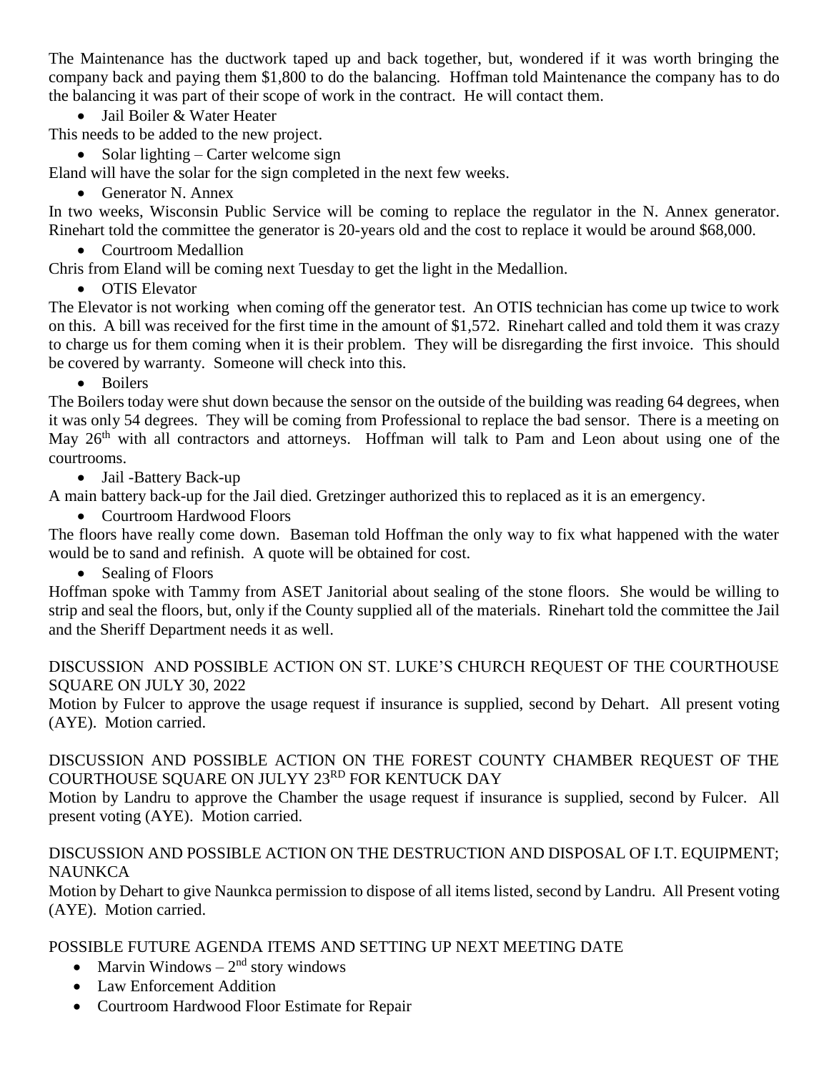The Maintenance has the ductwork taped up and back together, but, wondered if it was worth bringing the company back and paying them $1,800 to do the balancing. Hoffman told Maintenance the company has to do the balancing it was part of their scope of work in the contract. He will contact them.

- Jail Boiler & Water Heater

This needs to be added to the new project.

- Solar lighting – Carter welcome sign

Eland will have the solar for the sign completed in the next few weeks.

- Generator N. Annex

In two weeks, Wisconsin Public Service will be coming to replace the regulator in the N. Annex generator. Rinehart told the committee the generator is 20-years old and the cost to replace it would be around $68,000.

- Courtroom Medallion

Chris from Eland will be coming next Tuesday to get the light in the Medallion.

- OTIS Elevator

The Elevator is not working when coming off the generator test. An OTIS technician has come up twice to work on this. A bill was received for the first time in the amount of $1,572. Rinehart called and told them it was crazy to charge us for them coming when it is their problem. They will be disregarding the first invoice. This should be covered by warranty. Someone will check into this.

- Boilers

The Boilers today were shut down because the sensor on the outside of the building was reading 64 degrees, when it was only 54 degrees. They will be coming from Professional to replace the bad sensor. There is a meeting on May 26th with all contractors and attorneys. Hoffman will talk to Pam and Leon about using one of the courtrooms.

- Jail -Battery Back-up

A main battery back-up for the Jail died. Gretzinger authorized this to replaced as it is an emergency.

- Courtroom Hardwood Floors

The floors have really come down. Baseman told Hoffman the only way to fix what happened with the water would be to sand and refinish. A quote will be obtained for cost.

- Sealing of Floors

Hoffman spoke with Tammy from ASET Janitorial about sealing of the stone floors. She would be willing to strip and seal the floors, but, only if the County supplied all of the materials. Rinehart told the committee the Jail and the Sheriff Department needs it as well.

DISCUSSION AND POSSIBLE ACTION ON ST. LUKE'S CHURCH REQUEST OF THE COURTHOUSE SQUARE ON JULY 30, 2022

Motion by Fulcer to approve the usage request if insurance is supplied, second by Dehart. All present voting (AYE). Motion carried.

DISCUSSION AND POSSIBLE ACTION ON THE FOREST COUNTY CHAMBER REQUEST OF THE COURTHOUSE SQUARE ON JULYY 23RD FOR KENTUCK DAY

Motion by Landru to approve the Chamber the usage request if insurance is supplied, second by Fulcer. All present voting (AYE). Motion carried.

DISCUSSION AND POSSIBLE ACTION ON THE DESTRUCTION AND DISPOSAL OF I.T. EQUIPMENT; NAUNKCA

Motion by Dehart to give Naunkca permission to dispose of all items listed, second by Landru. All Present voting (AYE). Motion carried.

POSSIBLE FUTURE AGENDA ITEMS AND SETTING UP NEXT MEETING DATE

- Marvin Windows – 2nd story windows
- Law Enforcement Addition
- Courtroom Hardwood Floor Estimate for Repair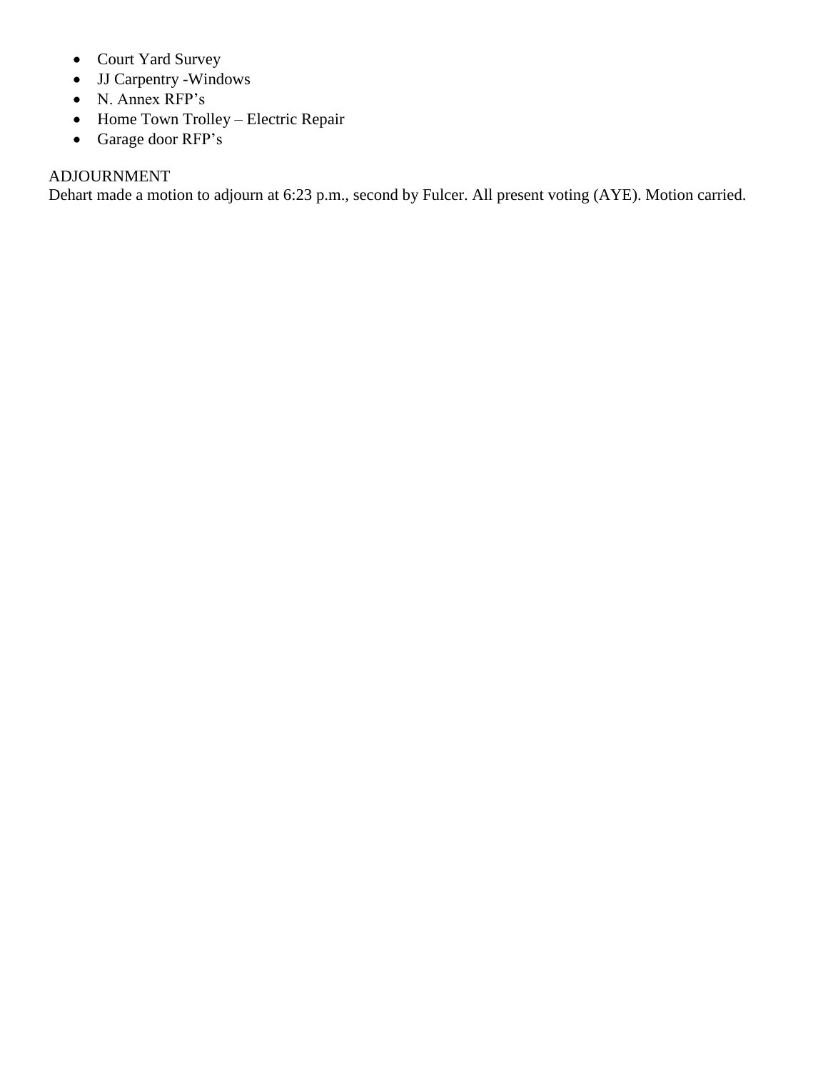- Court Yard Survey
- JJ Carpentry -Windows
- N. Annex RFP's
- Home Town Trolley – Electric Repair
- Garage door RFP's

ADJOURNMENT
Dehart made a motion to adjourn at 6:23 p.m., second by Fulcer. All present voting (AYE). Motion carried.